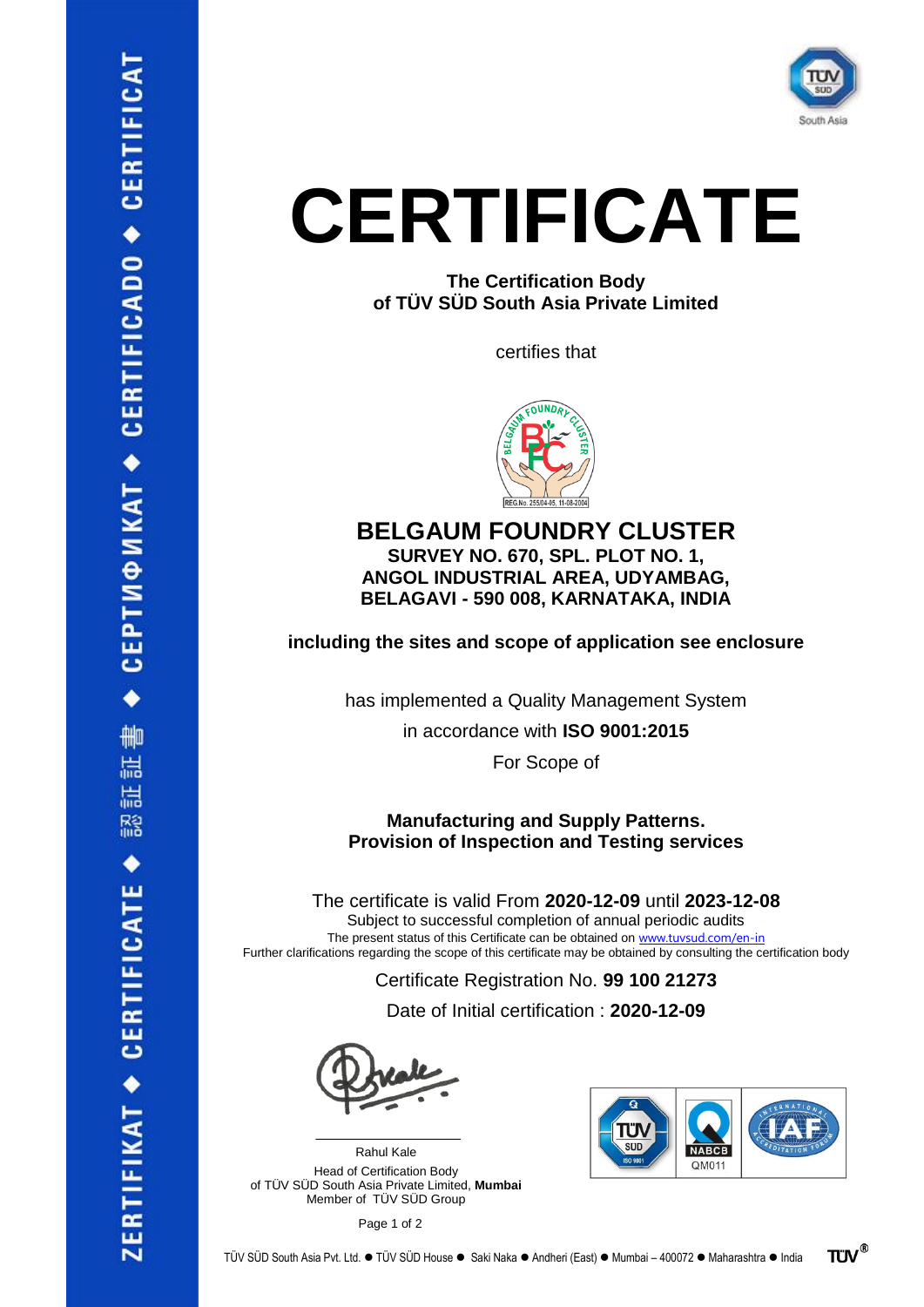# CERTIFICATE

**The Certification Body**
**of TÜV SÜD South Asia Private Limited**

certifies that

## BELGAUM FOUNDRY CLUSTER

**SURVEY NO. 670, SPL. PLOT NO. 1,**
**ANGOL INDUSTRIAL AREA, UDYAMBAG,**
**BELAGAVI - 590 008, KARNATAKA, INDIA**

**including the sites and scope of application see enclosure**

has implemented a Quality Management System

in accordance with **ISO 9001:2015**

For Scope of

**Manufacturing and Supply Patterns.**
**Provision of Inspection and Testing services**

The certificate is valid From **2020-12-09** until **2023-12-08**

Subject to successful completion of annual periodic audits

The present status of this Certificate can be obtained on www.tuvsud.com/en-in

Further clarifications regarding the scope of this certificate may be obtained by consulting the certification body

Certificate Registration No. **99 100 21273**

Date of Initial certification : **2020-12-09**

Rahul Kale

Head of Certification Body
of TÜV SÜD South Asia Private Limited, **Mumbai**
Member of TÜV SÜD Group

TÜV SÜD South Asia Pvt. Ltd. ● TÜV SÜD House ● Saki Naka ● Andheri (East) ● Mumbai – 400072 ● Maharashtra ● India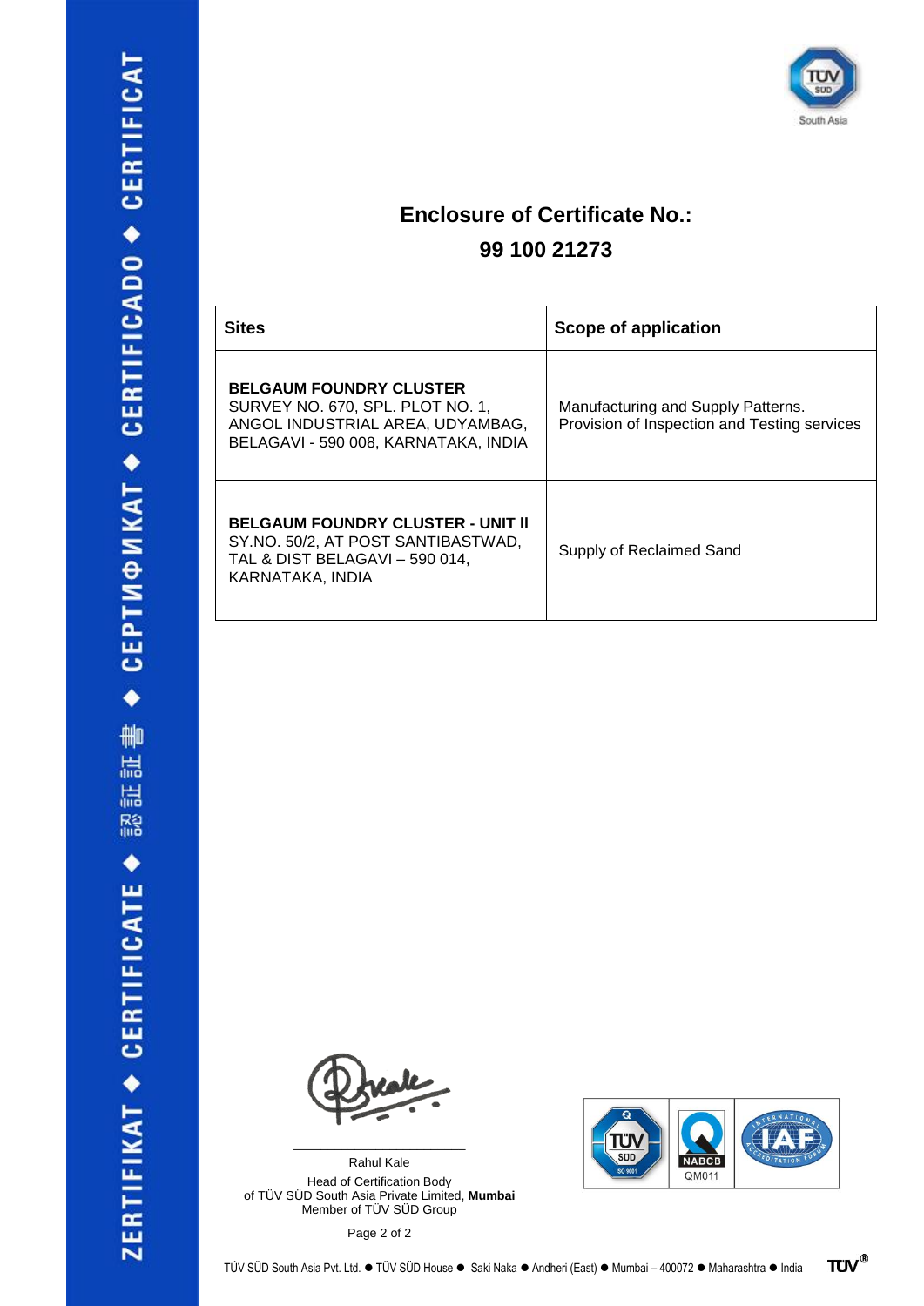## Enclosure of Certificate No.:
## 99 100 21273

| Sites | Scope of application |
|---|---|
| **BELGAUM FOUNDRY CLUSTER**<br>SURVEY NO. 670, SPL. PLOT NO. 1, ANGOL INDUSTRIAL AREA, UDYAMBAG, BELAGAVI - 590 008, KARNATAKA, INDIA | Manufacturing and Supply Patterns.<br>Provision of Inspection and Testing services |
| **BELGAUM FOUNDRY CLUSTER - UNIT II**<br>SY.NO. 50/2, AT POST SANTIBASTWAD, TAL & DIST BELAGAVI – 590 014, KARNATAKA, INDIA | Supply of Reclaimed Sand |

Rahul Kale
Head of Certification Body
of TÜV SÜD South Asia Private Limited, **Mumbai**
Member of TÜV SÜD Group

TÜV SÜD South Asia Pvt. Ltd. ● TÜV SÜD House ● Saki Naka ● Andheri (East) ● Mumbai – 400072 ● Maharashtra ● India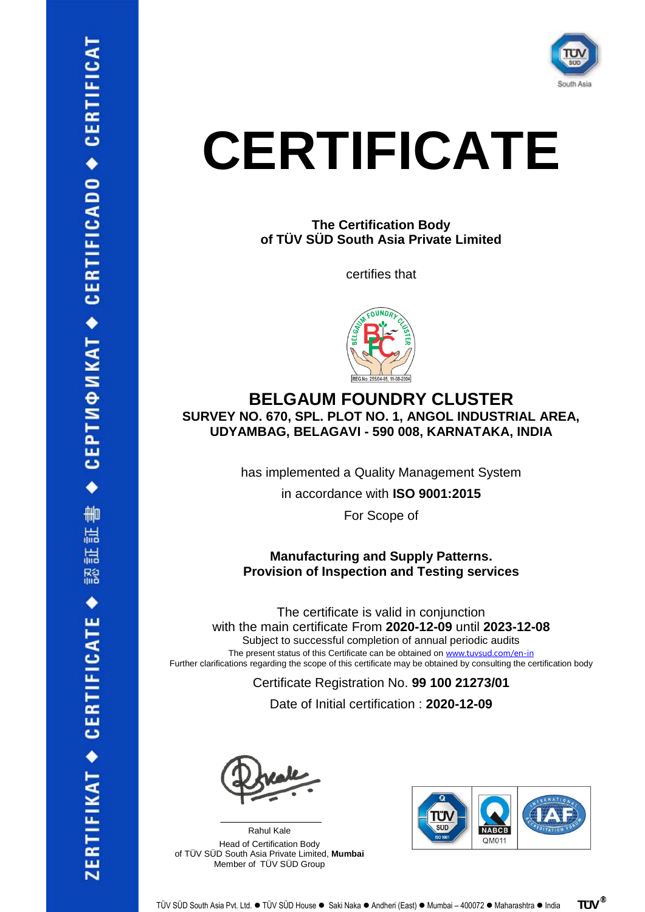ZERTIFIKAT ◆ CERTIFICATE ◆ 認証書 ◆ СЕРТИФИКАТ ◆ CERTIFICADO ◆ CERTIFICAT

TÜV SÜD South Asia

# CERTIFICATE

**The Certification Body**
**of TÜV SÜD South Asia Private Limited**

certifies that

BELGAUM FOUNDRY CLUSTER
BFC
REG.No. 25504-05, 11-08-2004

## BELGAUM FOUNDRY CLUSTER

**SURVEY NO. 670, SPL. PLOT NO. 1, ANGOL INDUSTRIAL AREA,**
**UDYAMBAG, BELAGAVI - 590 008, KARNATAKA, INDIA**

has implemented a Quality Management System

in accordance with **ISO 9001:2015**

For Scope of

**Manufacturing and Supply Patterns.**
**Provision of Inspection and Testing services**

The certificate is valid in conjunction
with the main certificate From **2020-12-09** until **2023-12-08**
Subject to successful completion of annual periodic audits
The present status of this Certificate can be obtained on www.tuvsud.com/en-in
Further clarifications regarding the scope of this certificate may be obtained by consulting the certification body

Certificate Registration No. **99 100 21273/01**

Date of Initial certification : **2020-12-09**

Rahul Kale
Head of Certification Body
of TÜV SÜD South Asia Private Limited, **Mumbai**
Member of TÜV SÜD Group

TÜV SÜD ISO 9001 | NABCB QM011 | IAF International Accreditation Forum

TÜV SÜD South Asia Pvt. Ltd. ● TÜV SÜD House ● Saki Naka ● Andheri (East) ● Mumbai – 400072 ● Maharashtra ● India TÜV®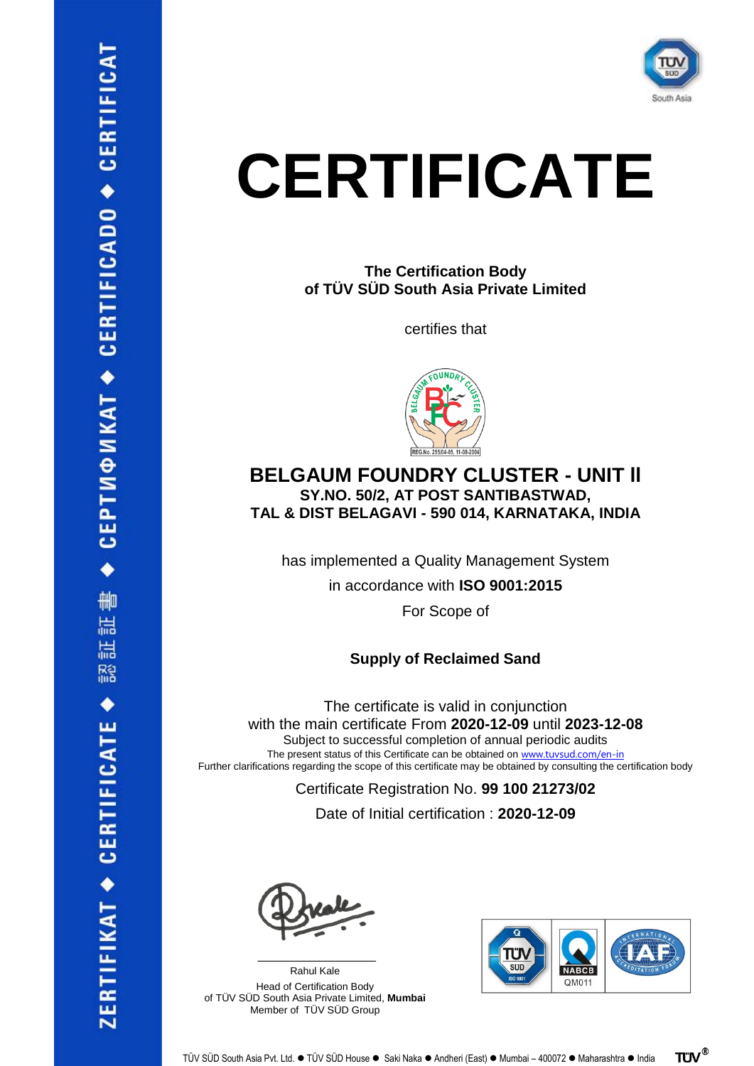ZERTIFIKAT ◆ CERTIFICATE ◆ 認証証書 ◆ СЕРТИФИКАТ ◆ CERTIFICADO ◆ CERTIFICAT

South Asia

# CERTIFICATE

**The Certification Body**
**of TÜV SÜD South Asia Private Limited**

certifies that

REG.No. 255/04-05, 11-08-2004

## BELGAUM FOUNDRY CLUSTER - UNIT II

**SY.NO. 50/2, AT POST SANTIBASTWAD,**
**TAL & DIST BELAGAVI - 590 014, KARNATAKA, INDIA**

has implemented a Quality Management System

in accordance with **ISO 9001:2015**

For Scope of

**Supply of Reclaimed Sand**

The certificate is valid in conjunction
with the main certificate From **2020-12-09** until **2023-12-08**
Subject to successful completion of annual periodic audits
The present status of this Certificate can be obtained on www.tuvsud.com/en-in
Further clarifications regarding the scope of this certificate may be obtained by consulting the certification body

Certificate Registration No. **99 100 21273/02**

Date of Initial certification : **2020-12-09**

Rahul Kale
Head of Certification Body
of TÜV SÜD South Asia Private Limited, **Mumbai**
Member of TÜV SÜD Group

ISO 9001 NABCB QM011

TÜV SÜD South Asia Pvt. Ltd. ● TÜV SÜD House ● Saki Naka ● Andheri (East) ● Mumbai – 400072 ● Maharashtra ● India